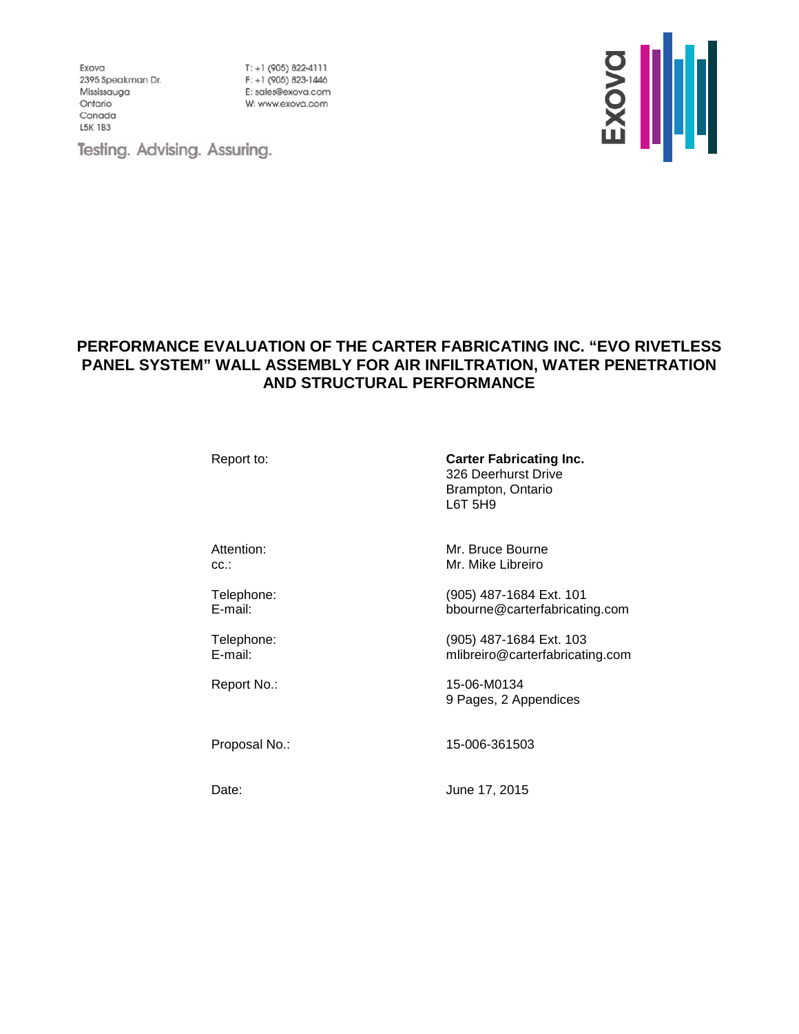Exova
2395 Speakman Dr.
Mississauga
Ontario
Canada
L5K 1B3

T: +1 (905) 822-4111
F: +1 (905) 823-1446
E: sales@exova.com
W: www.exova.com

Testing. Advising. Assuring.

Exova

# PERFORMANCE EVALUATION OF THE CARTER FABRICATING INC. "EVO RIVETLESS PANEL SYSTEM" WALL ASSEMBLY FOR AIR INFILTRATION, WATER PENETRATION AND STRUCTURAL PERFORMANCE

Report to: **Carter Fabricating Inc.**
326 Deerhurst Drive
Brampton, Ontario
L6T 5H9

Attention: Mr. Bruce Bourne
cc.: Mr. Mike Libreiro

Telephone: (905) 487-1684 Ext. 101
E-mail: bbourne@carterfabricating.com

Telephone: (905) 487-1684 Ext. 103
E-mail: mlibreiro@carterfabricating.com

Report No.: 15-06-M0134
9 Pages, 2 Appendices

Proposal No.: 15-006-361503

Date: June 17, 2015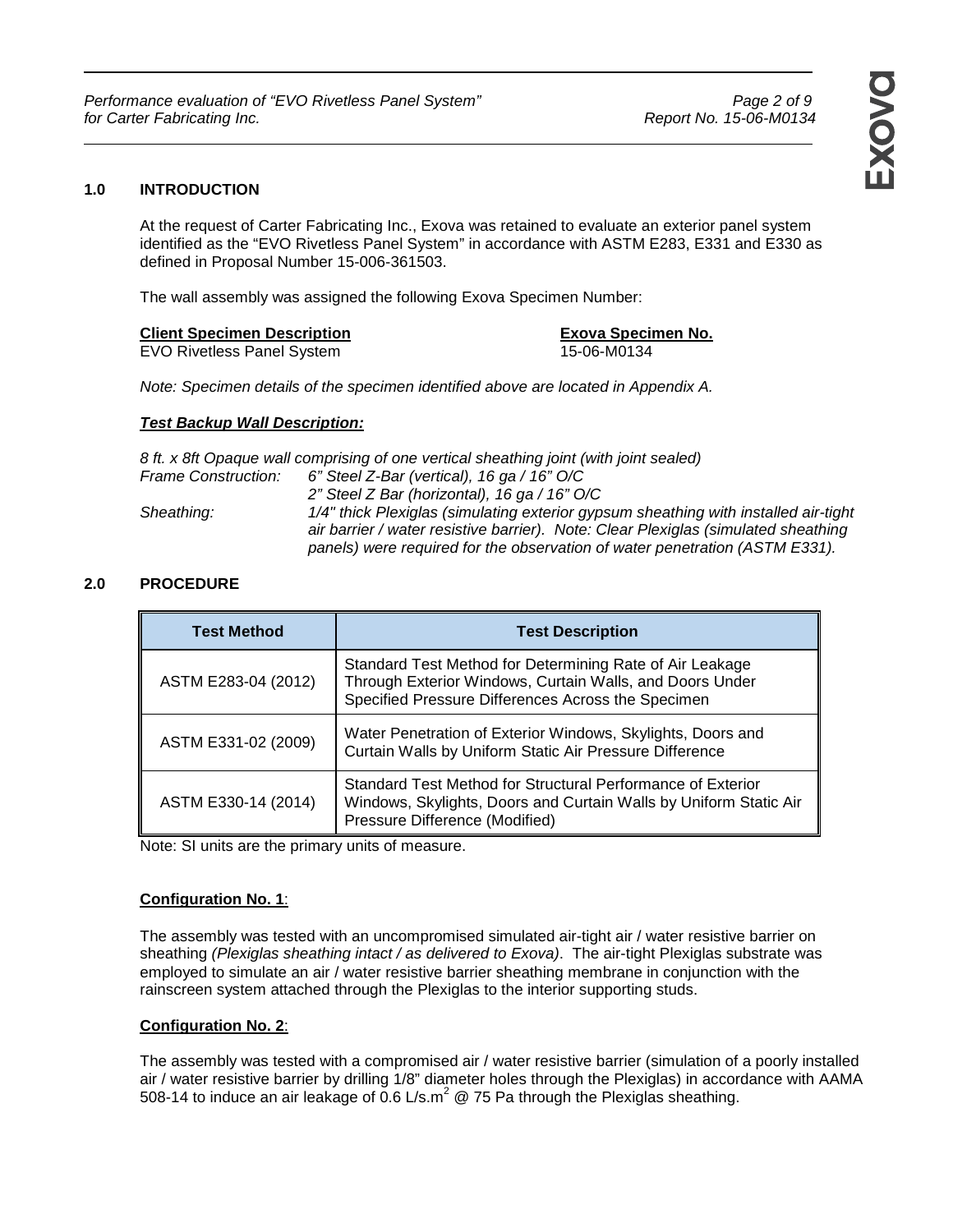## 1.0 INTRODUCTION

At the request of Carter Fabricating Inc., Exova was retained to evaluate an exterior panel system identified as the "EVO Rivetless Panel System" in accordance with ASTM E283, E331 and E330 as defined in Proposal Number 15-006-361503.

The wall assembly was assigned the following Exova Specimen Number:

| **Client Specimen Description** | **Exova Specimen No.** |
|---|---|
| EVO Rivetless Panel System | 15-06-M0134 |

*Note: Specimen details of the specimen identified above are located in Appendix A.*

***Test Backup Wall Description:***

*8 ft. x 8ft Opaque wall comprising of one vertical sheathing joint (with joint sealed)*

*Frame Construction:* *6" Steel Z-Bar (vertical), 16 ga / 16" O/C*
*2" Steel Z Bar (horizontal), 16 ga / 16" O/C*

*Sheathing:* *1/4" thick Plexiglas (simulating exterior gypsum sheathing with installed air-tight air barrier / water resistive barrier). Note: Clear Plexiglas (simulated sheathing panels) were required for the observation of water penetration (ASTM E331).*

## 2.0 PROCEDURE

| Test Method | Test Description |
|---|---|
| ASTM E283-04 (2012) | Standard Test Method for Determining Rate of Air Leakage Through Exterior Windows, Curtain Walls, and Doors Under Specified Pressure Differences Across the Specimen |
| ASTM E331-02 (2009) | Water Penetration of Exterior Windows, Skylights, Doors and Curtain Walls by Uniform Static Air Pressure Difference |
| ASTM E330-14 (2014) | Standard Test Method for Structural Performance of Exterior Windows, Skylights, Doors and Curtain Walls by Uniform Static Air Pressure Difference (Modified) |

Note: SI units are the primary units of measure.

**Configuration No. 1**:

The assembly was tested with an uncompromised simulated air-tight air / water resistive barrier on sheathing *(Plexiglas sheathing intact / as delivered to Exova)*. The air-tight Plexiglas substrate was employed to simulate an air / water resistive barrier sheathing membrane in conjunction with the rainscreen system attached through the Plexiglas to the interior supporting studs.

**Configuration No. 2**:

The assembly was tested with a compromised air / water resistive barrier (simulation of a poorly installed air / water resistive barrier by drilling 1/8" diameter holes through the Plexiglas) in accordance with AAMA 508-14 to induce an air leakage of 0.6 L/s.m$^2$ @ 75 Pa through the Plexiglas sheathing.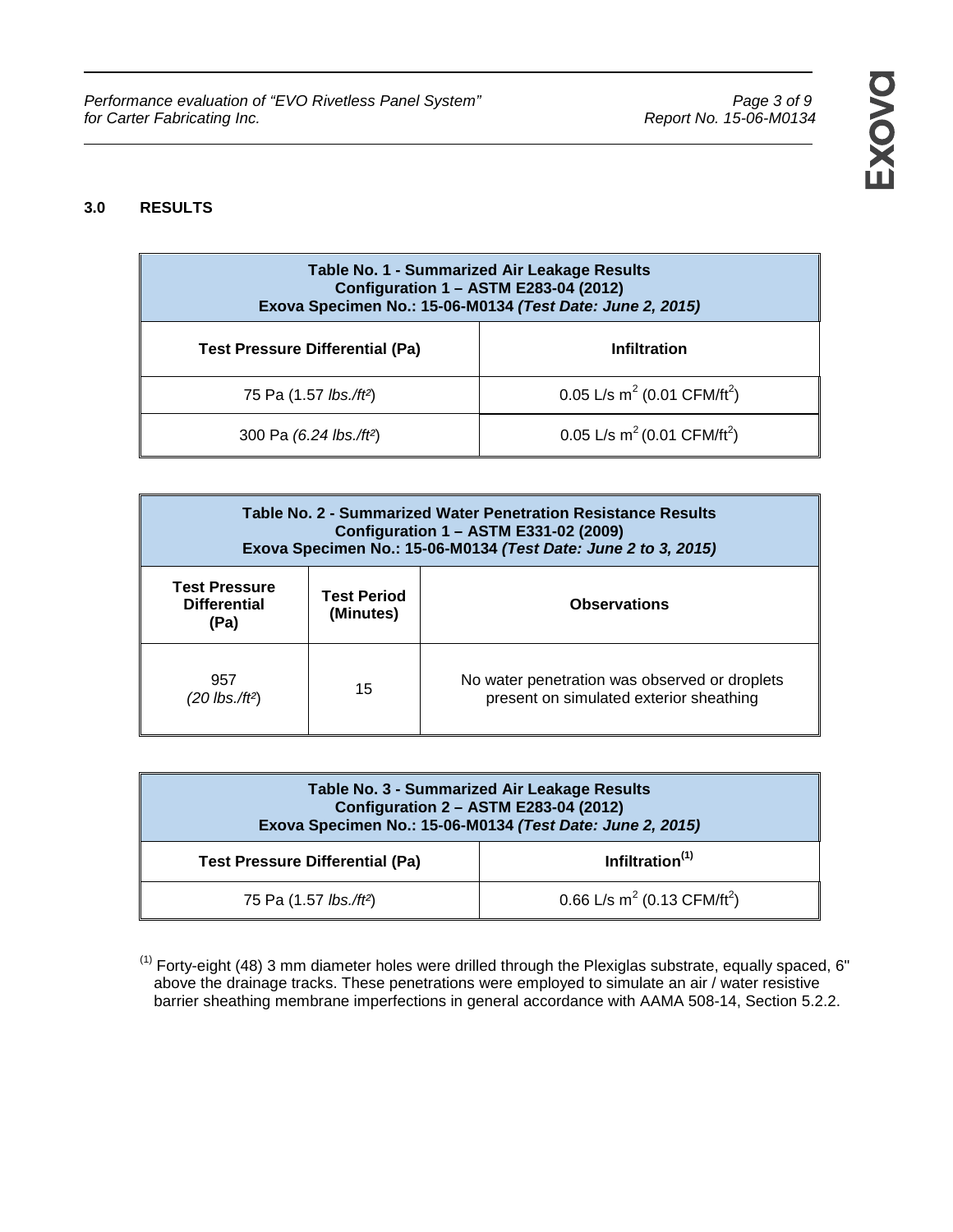## 3.0 RESULTS

| Table No. 1 - Summarized Air Leakage Results<br>Configuration 1 – ASTM E283-04 (2012)<br>Exova Specimen No.: 15-06-M0134 *(Test Date: June 2, 2015)* | |
|---|---|
| **Test Pressure Differential (Pa)** | **Infiltration** |
| 75 Pa (1.57 *lbs./ft²*) | 0.05 L/s $m^2$ (0.01 CFM/$ft^2$) |
| 300 Pa *(6.24 lbs./ft²*) | 0.05 L/s $m^2$ (0.01 CFM/$ft^2$) |

| Table No. 2 - Summarized Water Penetration Resistance Results<br>Configuration 1 – ASTM E331-02 (2009)<br>Exova Specimen No.: 15-06-M0134 *(Test Date: June 2 to 3, 2015)* | | |
|---|---|---|
| **Test Pressure Differential (Pa)** | **Test Period (Minutes)** | **Observations** |
| 957<br>*(20 lbs./ft²*) | 15 | No water penetration was observed or droplets present on simulated exterior sheathing |

| Table No. 3 - Summarized Air Leakage Results<br>Configuration 2 – ASTM E283-04 (2012)<br>Exova Specimen No.: 15-06-M0134 *(Test Date: June 2, 2015)* | |
|---|---|
| **Test Pressure Differential (Pa)** | **Infiltration(1)** |
| 75 Pa (1.57 *lbs./ft²*) | 0.66 L/s $m^2$ (0.13 CFM/$ft^2$) |

(1) Forty-eight (48) 3 mm diameter holes were drilled through the Plexiglas substrate, equally spaced, 6" above the drainage tracks. These penetrations were employed to simulate an air / water resistive barrier sheathing membrane imperfections in general accordance with AAMA 508-14, Section 5.2.2.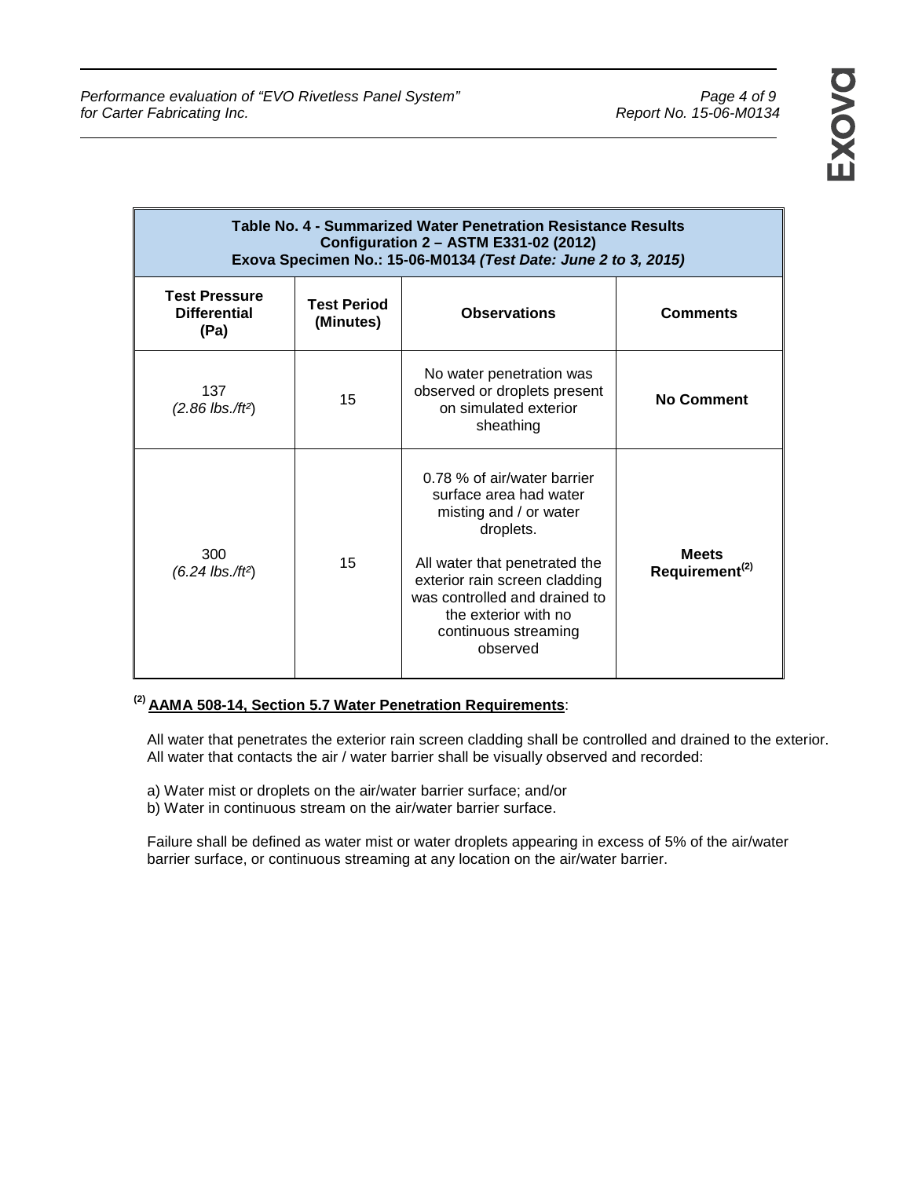| Table No. 4 - Summarized Water Penetration Resistance Results<br>Configuration 2 – ASTM E331-02 (2012)<br>Exova Specimen No.: 15-06-M0134 *(Test Date: June 2 to 3, 2015)* | | | |
|---|---|---|---|
| **Test Pressure Differential (Pa)** | **Test Period (Minutes)** | **Observations** | **Comments** |
| 137<br>*(2.86 lbs./ft²)* | 15 | No water penetration was observed or droplets present on simulated exterior sheathing | **No Comment** |
| 300<br>*(6.24 lbs./ft²)* | 15 | 0.78 % of air/water barrier surface area had water misting and / or water droplets.<br><br>All water that penetrated the exterior rain screen cladding was controlled and drained to the exterior with no continuous streaming observed | **Meets Requirement(2)** |

(2) **AAMA 508-14, Section 5.7 Water Penetration Requirements**:

All water that penetrates the exterior rain screen cladding shall be controlled and drained to the exterior. All water that contacts the air / water barrier shall be visually observed and recorded:

a) Water mist or droplets on the air/water barrier surface; and/or
b) Water in continuous stream on the air/water barrier surface.

Failure shall be defined as water mist or water droplets appearing in excess of 5% of the air/water barrier surface, or continuous streaming at any location on the air/water barrier.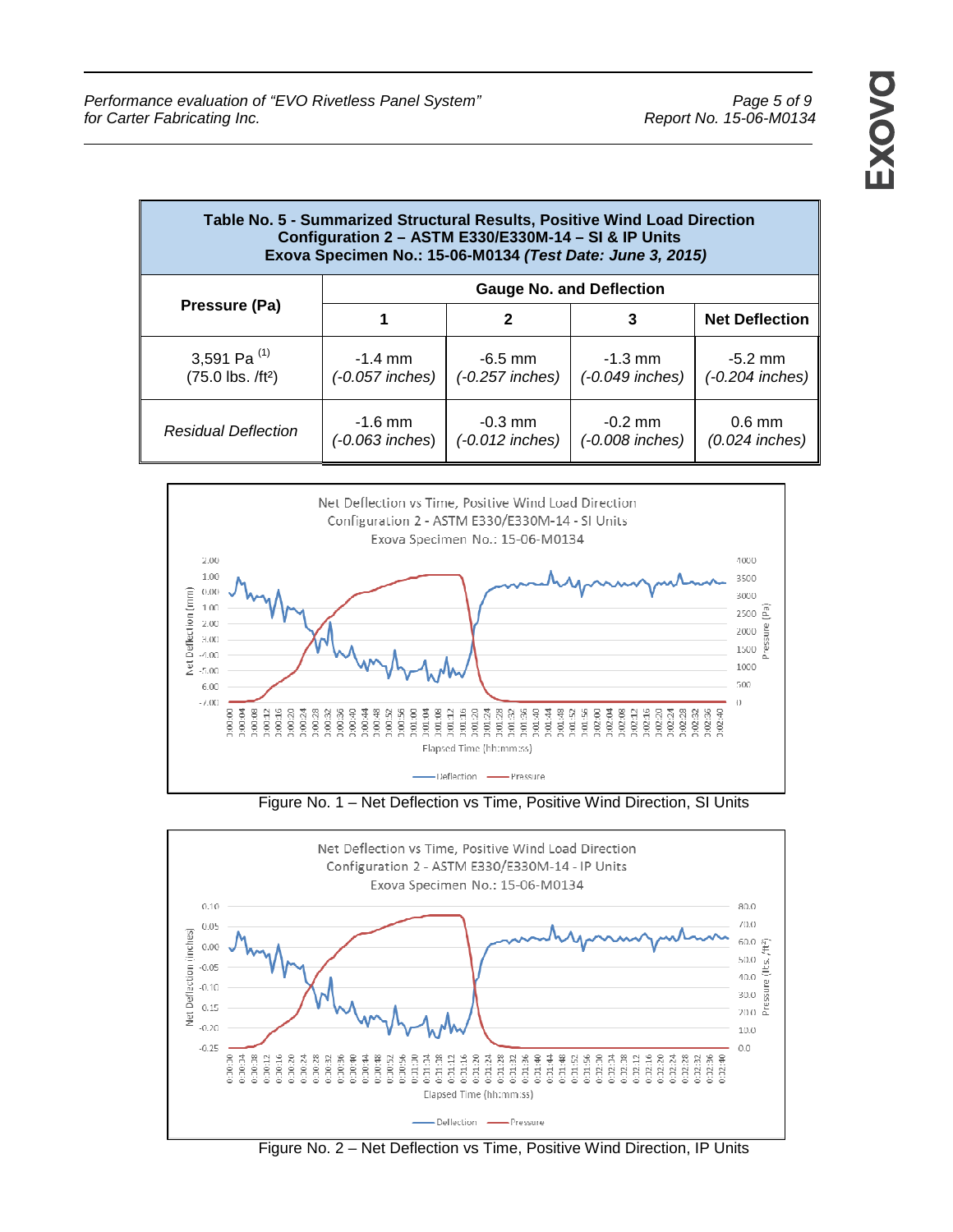| **Table No. 5 - Summarized Structural Results, Positive Wind Load Direction Configuration 2 – ASTM E330/E330M-14 – SI & IP Units Exova Specimen No.: 15-06-M0134 *(Test Date: June 3, 2015)*** | | | | |
|---|---|---|---|---|
| **Pressure (Pa)** | **Gauge No. and Deflection** | | | |
| | **1** | **2** | **3** | **Net Deflection** |
| 3,591 Pa [(1)] (75.0 lbs. /ft²) | -1.4 mm *(-0.057 inches)* | -6.5 mm *(-0.257 inches)* | -1.3 mm *(-0.049 inches)* | -5.2 mm *(-0.204 inches)* |
| *Residual Deflection* | -1.6 mm *(-0.063 inches)* | -0.3 mm *(-0.012 inches)* | -0.2 mm *(-0.008 inches)* | 0.6 mm *(0.024 inches)* |

Figure No. 1 – Net Deflection vs Time, Positive Wind Direction, SI Units

Figure No. 2 – Net Deflection vs Time, Positive Wind Direction, IP Units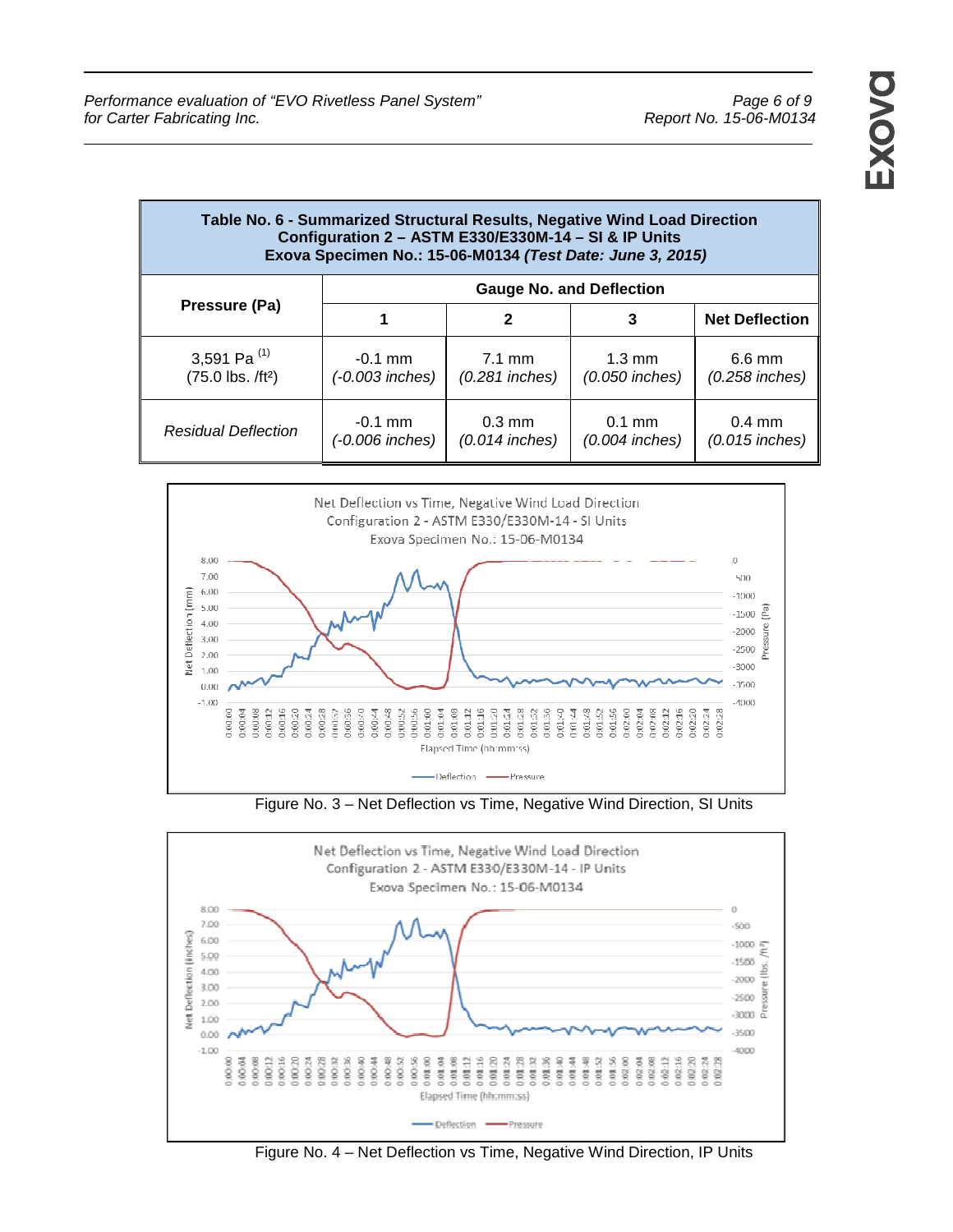**Table No. 6 - Summarized Structural Results, Negative Wind Load Direction**
**Configuration 2 – ASTM E330/E330M-14 – SI & IP Units**
**Exova Specimen No.: 15-06-M0134 *(Test Date: June 3, 2015)***

| Pressure (Pa) | Gauge No. and Deflection | | | |
|---|---|---|---|---|
| | **1** | **2** | **3** | **Net Deflection** |
| 3,591 Pa [(1)] (75.0 lbs. /ft²) | -0.1 mm *(-0.003 inches)* | 7.1 mm *(0.281 inches)* | 1.3 mm *(0.050 inches)* | 6.6 mm *(0.258 inches)* |
| *Residual Deflection* | -0.1 mm *(-0.006 inches)* | 0.3 mm *(0.014 inches)* | 0.1 mm *(0.004 inches)* | 0.4 mm *(0.015 inches)* |

Figure No. 3 – Net Deflection vs Time, Negative Wind Direction, SI Units

Figure No. 4 – Net Deflection vs Time, Negative Wind Direction, IP Units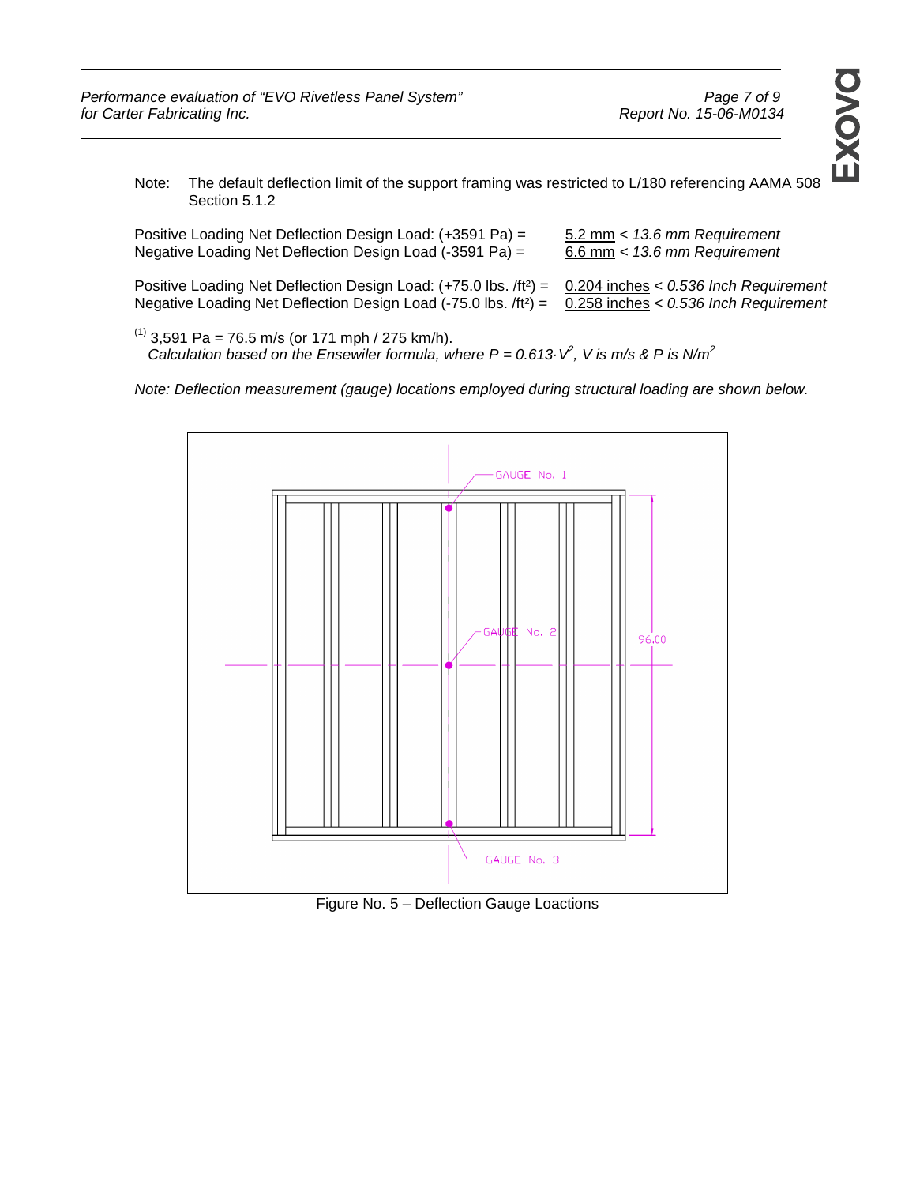Note: The default deflection limit of the support framing was restricted to L/180 referencing AAMA 508 Section 5.1.2

Positive Loading Net Deflection Design Load: (+3591 Pa) = 5.2 mm < *13.6 mm Requirement*
Negative Loading Net Deflection Design Load (-3591 Pa) = 6.6 mm < *13.6 mm Requirement*

Positive Loading Net Deflection Design Load: (+75.0 lbs. /ft²) = 0.204 inches < *0.536 Inch Requirement*
Negative Loading Net Deflection Design Load (-75.0 lbs. /ft²) = 0.258 inches < *0.536 Inch Requirement*

(1) 3,591 Pa = 76.5 m/s (or 171 mph / 275 km/h).
*Calculation based on the Ensewiler formula, where $P = 0.613 \cdot V^2$, V is m/s & P is N/m²*

*Note: Deflection measurement (gauge) locations employed during structural loading are shown below.*

GAUGE No. 1

GAUGE No. 2

GAUGE No. 3

96.00

Figure No. 5 – Deflection Gauge Loactions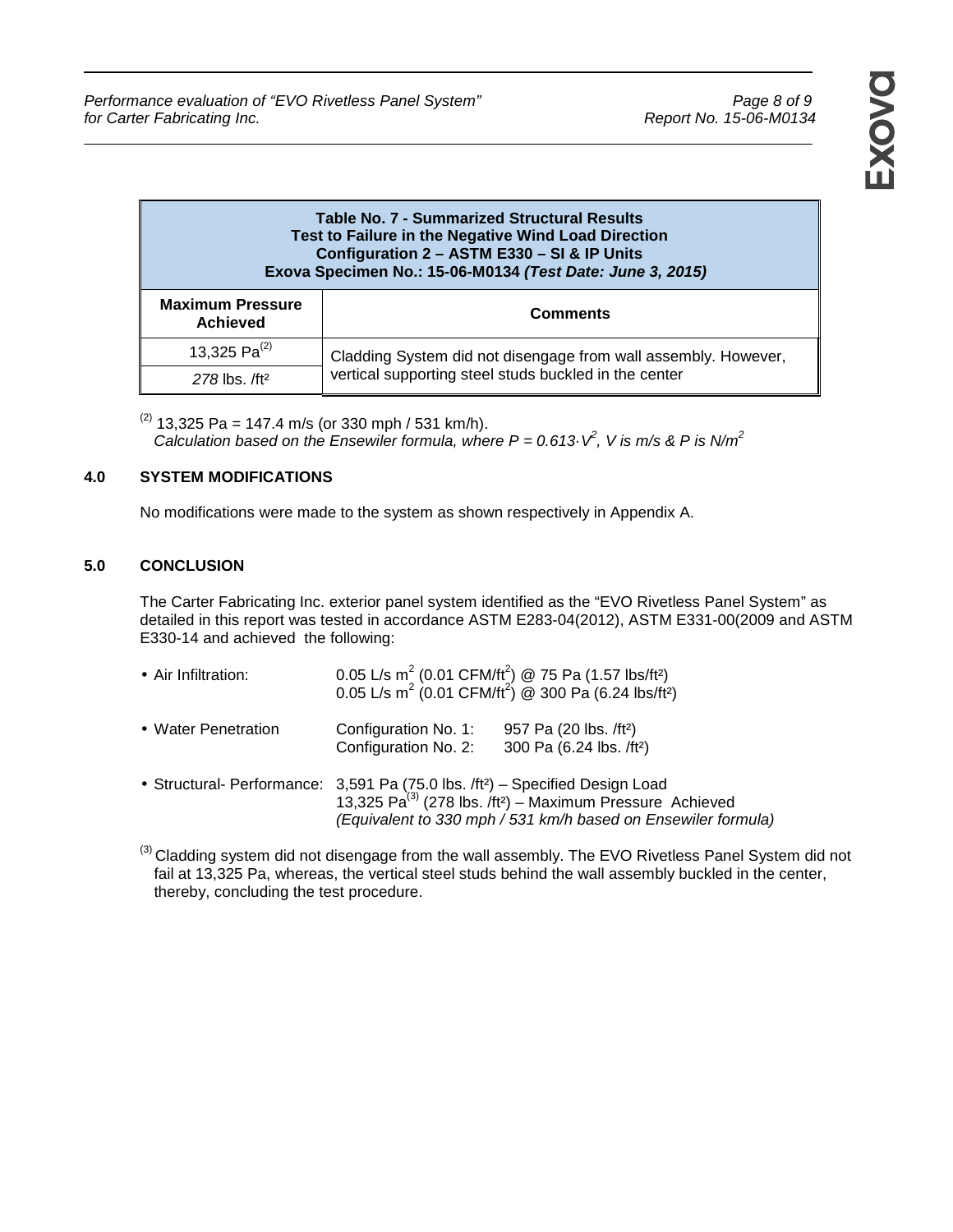| Table No. 7 - Summarized Structural Results<br>Test to Failure in the Negative Wind Load Direction<br>Configuration 2 – ASTM E330 – SI & IP Units<br>Exova Specimen No.: 15-06-M0134 *(Test Date: June 3, 2015)* | |
|---|---|
| **Maximum Pressure Achieved** | **Comments** |
| 13,325 Pa[(2)] | Cladding System did not disengage from wall assembly. However, vertical supporting steel studs buckled in the center |
| *278* lbs. /ft² | |

[(2)] 13,325 Pa = 147.4 m/s (or 330 mph / 531 km/h).
*Calculation based on the Ensewiler formula, where $P = 0.613 \cdot V^2$, V is m/s & P is N/m²*

## 4.0 SYSTEM MODIFICATIONS

No modifications were made to the system as shown respectively in Appendix A.

## 5.0 CONCLUSION

The Carter Fabricating Inc. exterior panel system identified as the "EVO Rivetless Panel System" as detailed in this report was tested in accordance ASTM E283-04(2012), ASTM E331-00(2009 and ASTM E330-14 and achieved the following:

- Air Infiltration: 0.05 L/s m² (0.01 CFM/ft²) @ 75 Pa (1.57 lbs/ft²)
  0.05 L/s m² (0.01 CFM/ft²) @ 300 Pa (6.24 lbs/ft²)
- Water Penetration
  Configuration No. 1: 957 Pa (20 lbs. /ft²)
  Configuration No. 2: 300 Pa (6.24 lbs. /ft²)
- Structural- Performance: 3,591 Pa (75.0 lbs. /ft²) – Specified Design Load
  13,325 Pa[(3)] (278 lbs. /ft²) – Maximum Pressure Achieved
  *(Equivalent to 330 mph / 531 km/h based on Ensewiler formula)*

[(3)] Cladding system did not disengage from the wall assembly. The EVO Rivetless Panel System did not fail at 13,325 Pa, whereas, the vertical steel studs behind the wall assembly buckled in the center, thereby, concluding the test procedure.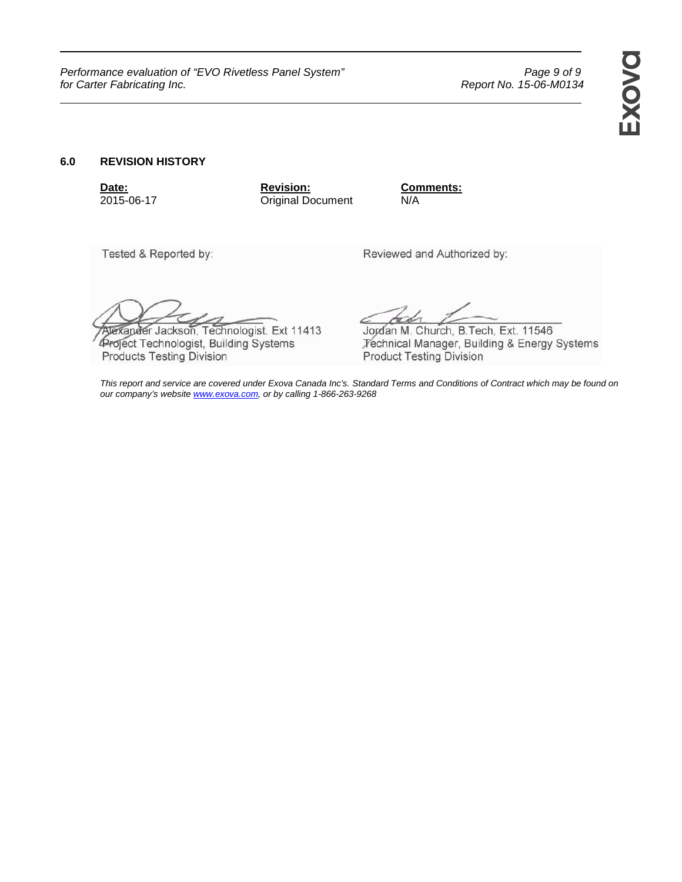## 6.0 REVISION HISTORY

| Date: | Revision: | Comments: |
|---|---|---|
| 2015-06-17 | Original Document | N/A |

| Tested & Reported by: | Reviewed and Authorized by: |
|---|---|
| Alexander Jackson, Technologist. Ext 11413<br>Project Technologist, Building Systems<br>Products Testing Division | Jordan M. Church, B.Tech, Ext. 11546<br>Technical Manager, Building & Energy Systems<br>Product Testing Division |

*This report and service are covered under Exova Canada Inc's. Standard Terms and Conditions of Contract which may be found on our company's website [www.exova.com](http://www.exova.com), or by calling 1-866-263-9268*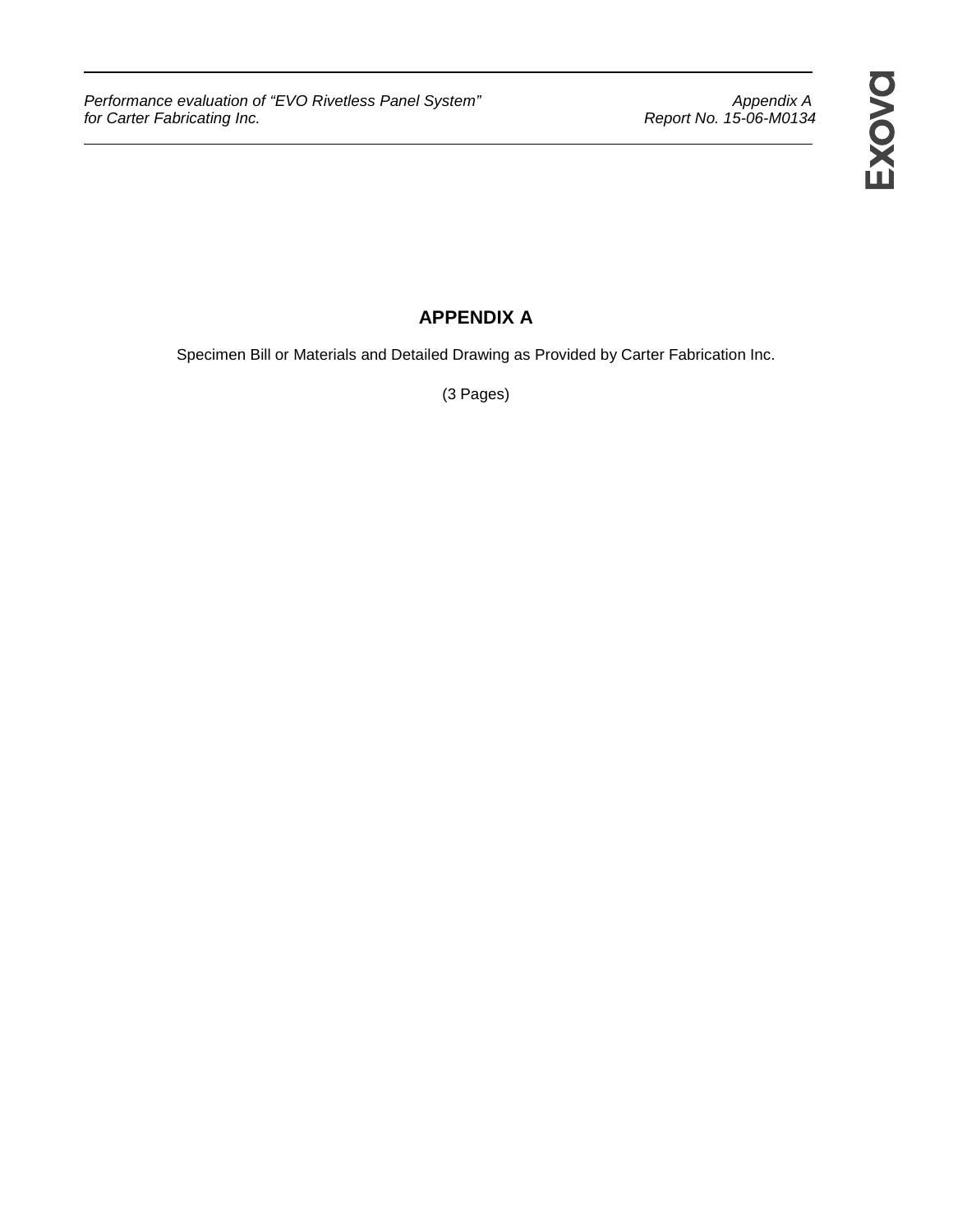# APPENDIX A

Specimen Bill or Materials and Detailed Drawing as Provided by Carter Fabrication Inc.

(3 Pages)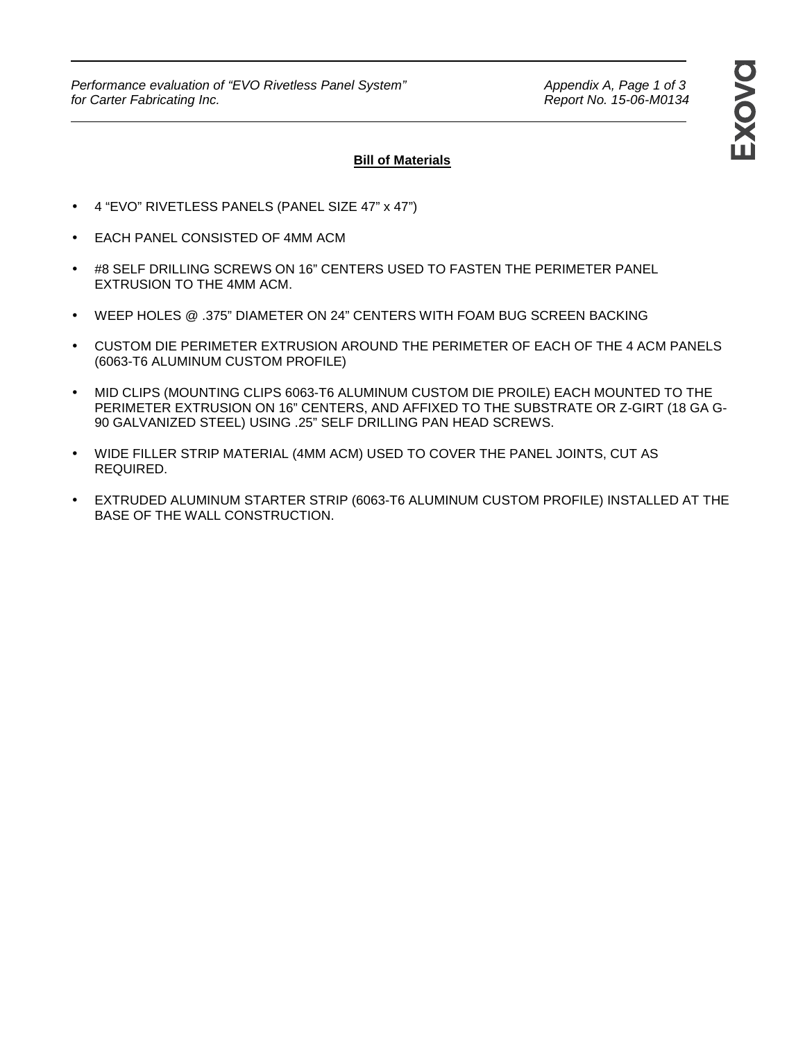## Bill of Materials

- 4 "EVO" RIVETLESS PANELS (PANEL SIZE 47" x 47")
- EACH PANEL CONSISTED OF 4MM ACM
- #8 SELF DRILLING SCREWS ON 16" CENTERS USED TO FASTEN THE PERIMETER PANEL EXTRUSION TO THE 4MM ACM.
- WEEP HOLES @ .375" DIAMETER ON 24" CENTERS WITH FOAM BUG SCREEN BACKING
- CUSTOM DIE PERIMETER EXTRUSION AROUND THE PERIMETER OF EACH OF THE 4 ACM PANELS (6063-T6 ALUMINUM CUSTOM PROFILE)
- MID CLIPS (MOUNTING CLIPS 6063-T6 ALUMINUM CUSTOM DIE PROILE) EACH MOUNTED TO THE PERIMETER EXTRUSION ON 16" CENTERS, AND AFFIXED TO THE SUBSTRATE OR Z-GIRT (18 GA G-90 GALVANIZED STEEL) USING .25" SELF DRILLING PAN HEAD SCREWS.
- WIDE FILLER STRIP MATERIAL (4MM ACM) USED TO COVER THE PANEL JOINTS, CUT AS REQUIRED.
- EXTRUDED ALUMINUM STARTER STRIP (6063-T6 ALUMINUM CUSTOM PROFILE) INSTALLED AT THE BASE OF THE WALL CONSTRUCTION.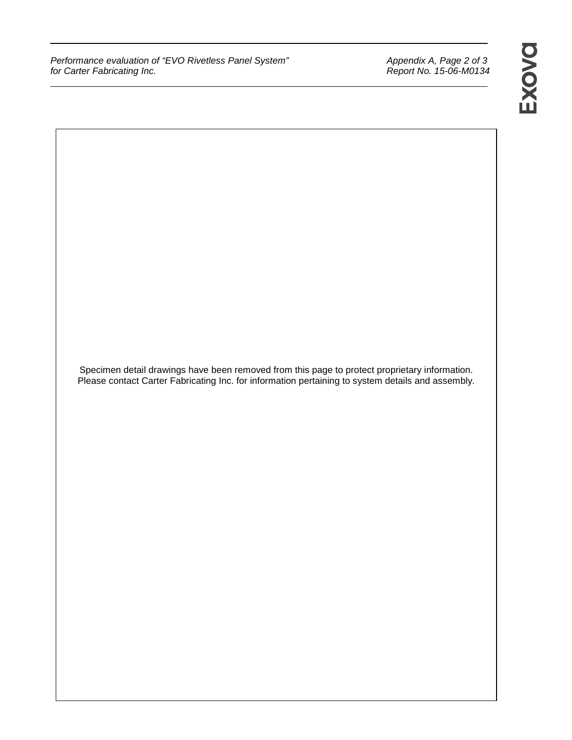Specimen detail drawings have been removed from this page to protect proprietary information. Please contact Carter Fabricating Inc. for information pertaining to system details and assembly.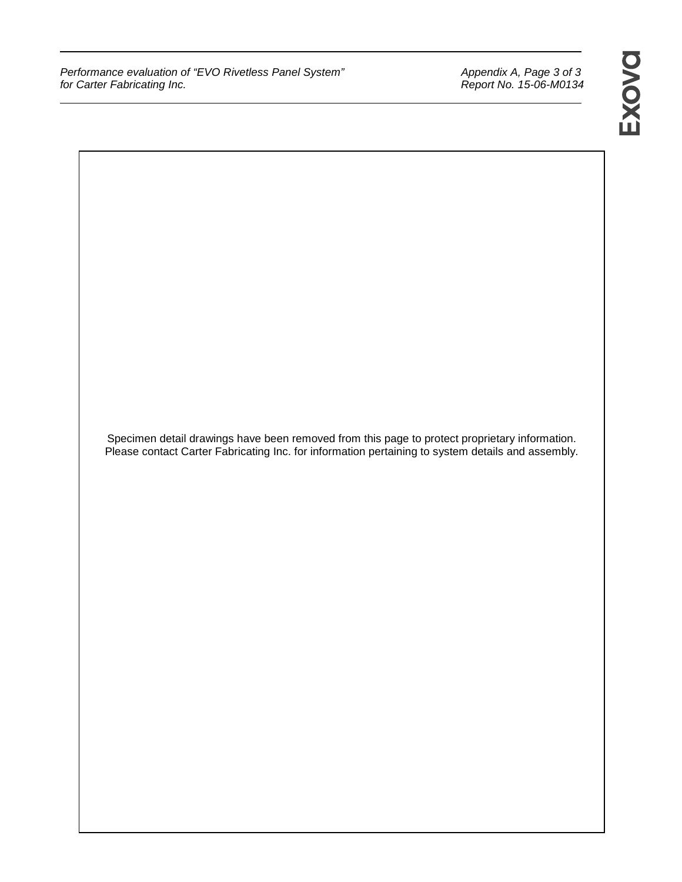Specimen detail drawings have been removed from this page to protect proprietary information. Please contact Carter Fabricating Inc. for information pertaining to system details and assembly.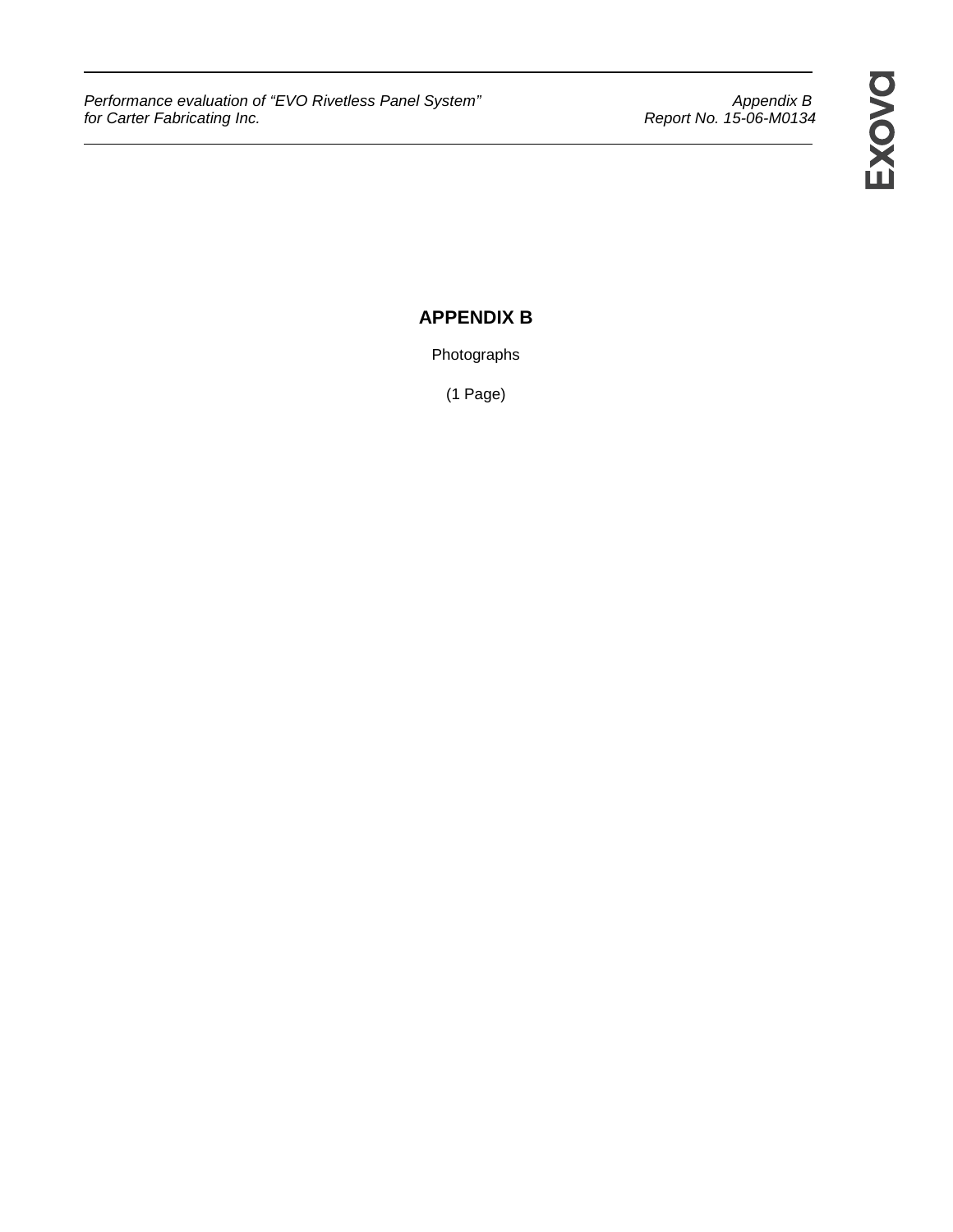# APPENDIX B

Photographs

(1 Page)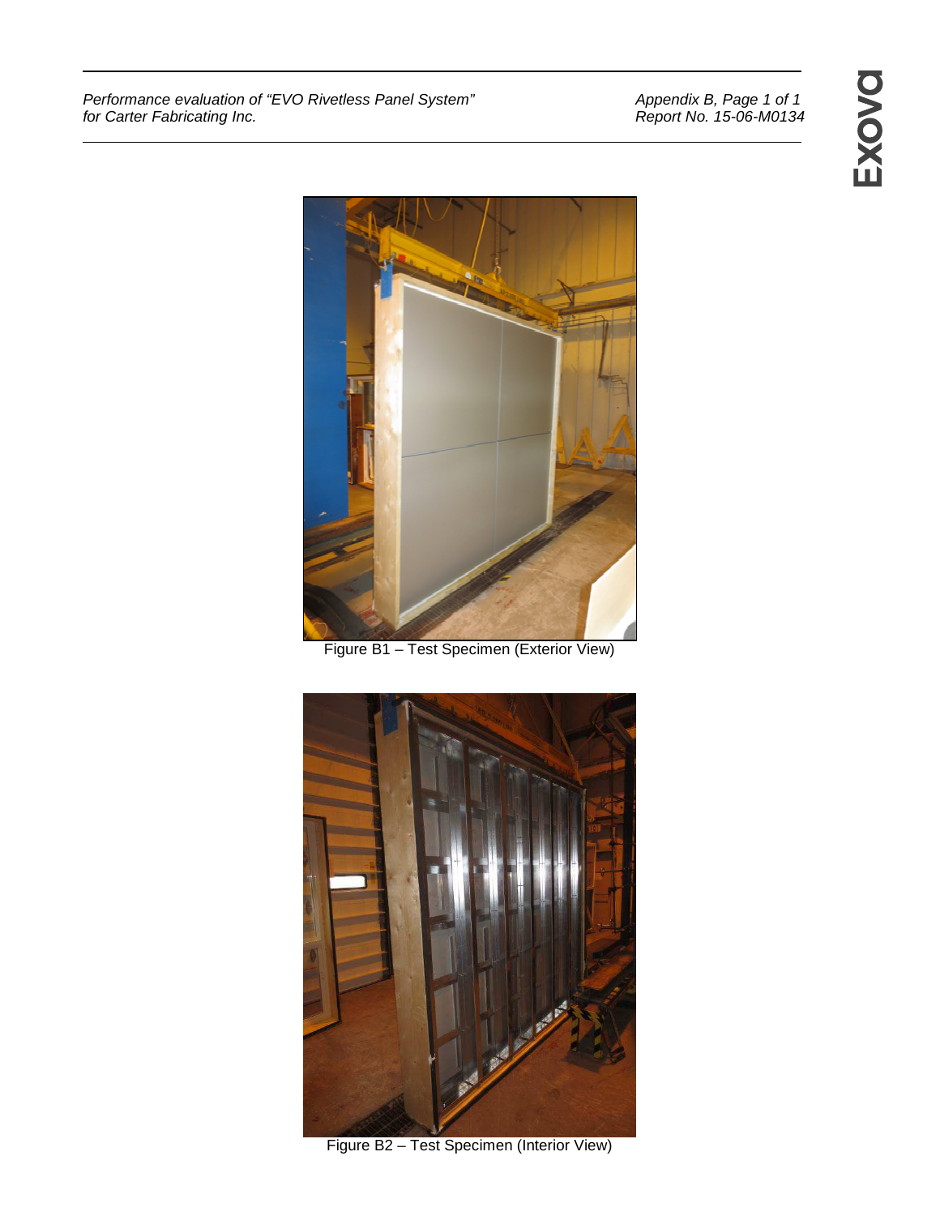Figure B1 – Test Specimen (Exterior View)

Figure B2 – Test Specimen (Interior View)